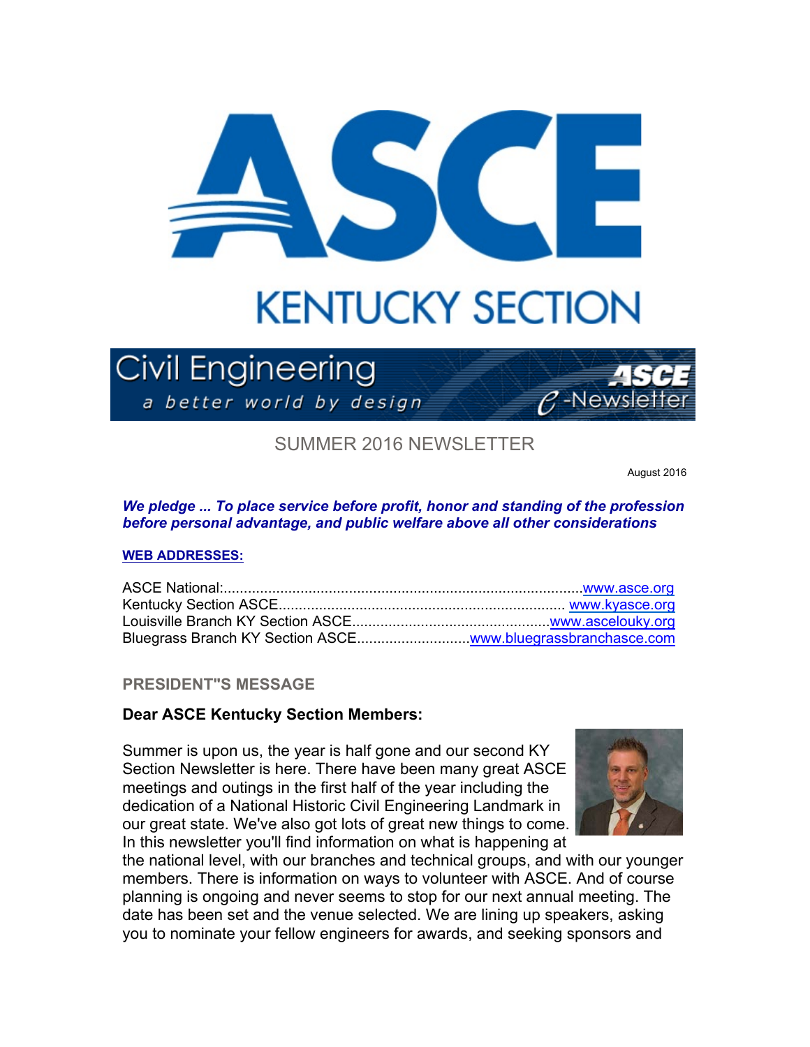# ASCE

## KENTUCKY SECTION

Civil Engineering
a better world by design
ASCE e-Newsletter

## SUMMER 2016 NEWSLETTER

August 2016

***We pledge ... To place service before profit, honor and standing of the profession before personal advantage, and public welfare above all other considerations***

**WEB ADDRESSES:**

ASCE National:........................................................................................www.asce.org
Kentucky Section ASCE...................................................................... www.kyasce.org
Louisville Branch KY Section ASCE................................................www.ascelouky.org
Bluegrass Branch KY Section ASCE............................www.bluegrassbranchasce.com

### PRESIDENT"S MESSAGE

**Dear ASCE Kentucky Section Members:**

Summer is upon us, the year is half gone and our second KY Section Newsletter is here. There have been many great ASCE meetings and outings in the first half of the year including the dedication of a National Historic Civil Engineering Landmark in our great state. We've also got lots of great new things to come. In this newsletter you'll find information on what is happening at the national level, with our branches and technical groups, and with our younger members. There is information on ways to volunteer with ASCE. And of course planning is ongoing and never seems to stop for our next annual meeting. The date has been set and the venue selected. We are lining up speakers, asking you to nominate your fellow engineers for awards, and seeking sponsors and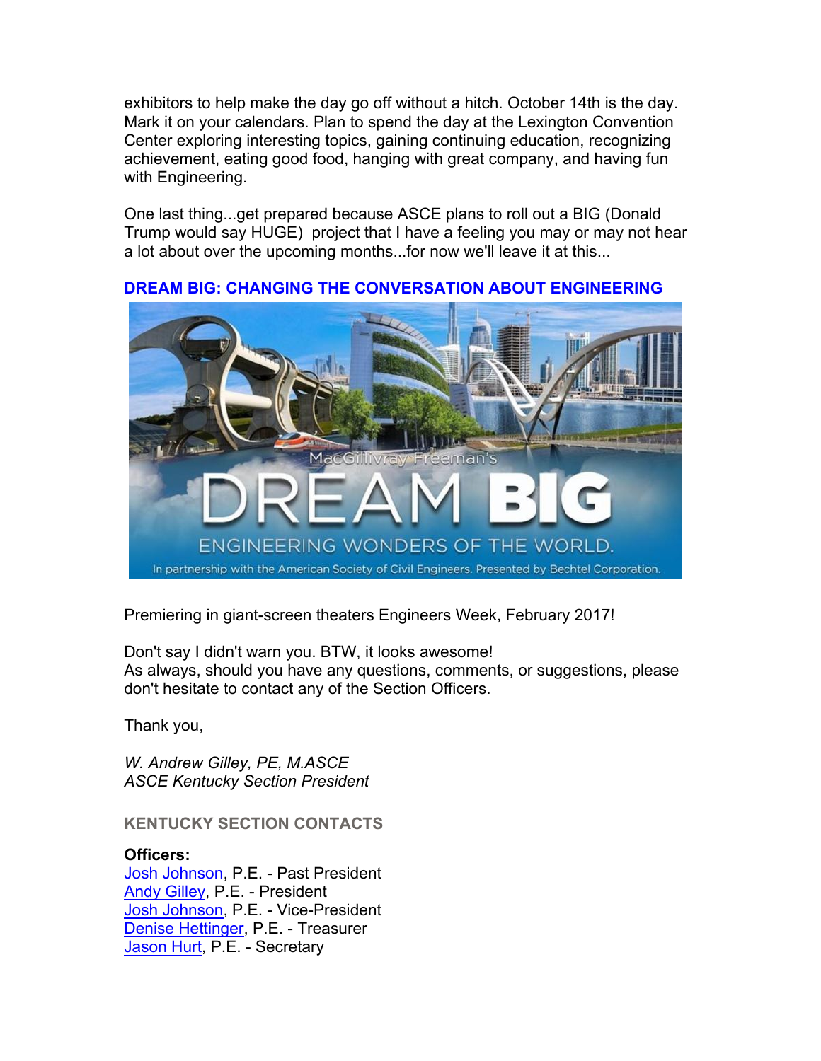exhibitors to help make the day go off without a hitch. October 14th is the day. Mark it on your calendars. Plan to spend the day at the Lexington Convention Center exploring interesting topics, gaining continuing education, recognizing achievement, eating good food, hanging with great company, and having fun with Engineering.

One last thing...get prepared because ASCE plans to roll out a BIG (Donald Trump would say HUGE) project that I have a feeling you may or may not hear a lot about over the upcoming months...for now we'll leave it at this...

**[DREAM BIG: CHANGING THE CONVERSATION ABOUT ENGINEERING]()**

MacGillivray Freeman's DREAM BIG

ENGINEERING WONDERS OF THE WORLD.

In partnership with the American Society of Civil Engineers. Presented by Bechtel Corporation.

Premiering in giant-screen theaters Engineers Week, February 2017!

Don't say I didn't warn you. BTW, it looks awesome!
As always, should you have any questions, comments, or suggestions, please don't hesitate to contact any of the Section Officers.

Thank you,

*W. Andrew Gilley, PE, M.ASCE*
*ASCE Kentucky Section President*

**KENTUCKY SECTION CONTACTS**

**Officers:**
Josh Johnson, P.E. - Past President
Andy Gilley, P.E. - President
Josh Johnson, P.E. - Vice-President
Denise Hettinger, P.E. - Treasurer
Jason Hurt, P.E. - Secretary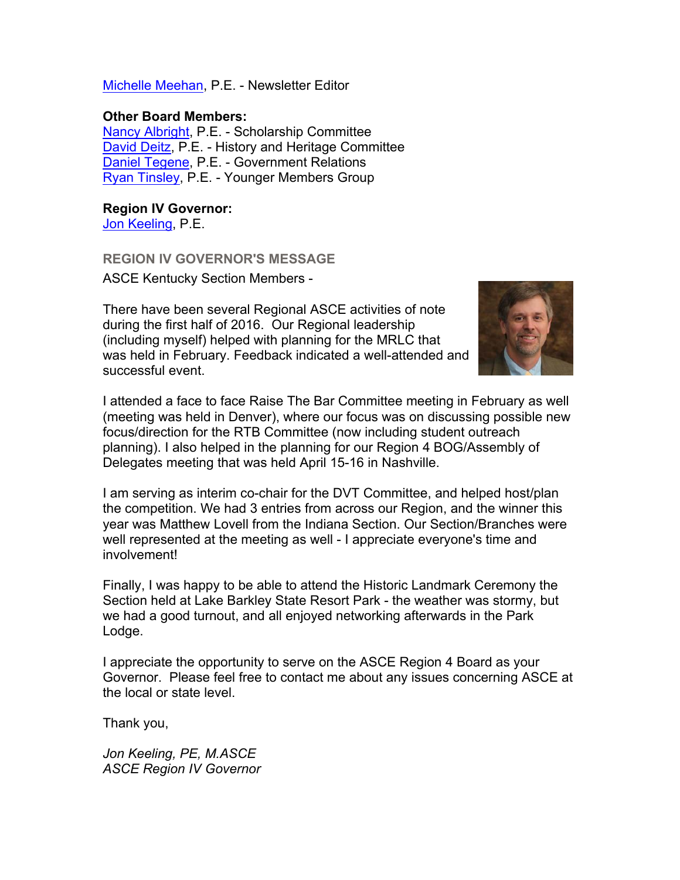Michelle Meehan, P.E. - Newsletter Editor

**Other Board Members:**
Nancy Albright, P.E. - Scholarship Committee
David Deitz, P.E. - History and Heritage Committee
Daniel Tegene, P.E. - Government Relations
Ryan Tinsley, P.E. - Younger Members Group

**Region IV Governor:**
Jon Keeling, P.E.

## REGION IV GOVERNOR'S MESSAGE

ASCE Kentucky Section Members -

There have been several Regional ASCE activities of note during the first half of 2016. Our Regional leadership (including myself) helped with planning for the MRLC that was held in February. Feedback indicated a well-attended and successful event.

I attended a face to face Raise The Bar Committee meeting in February as well (meeting was held in Denver), where our focus was on discussing possible new focus/direction for the RTB Committee (now including student outreach planning). I also helped in the planning for our Region 4 BOG/Assembly of Delegates meeting that was held April 15-16 in Nashville.

I am serving as interim co-chair for the DVT Committee, and helped host/plan the competition. We had 3 entries from across our Region, and the winner this year was Matthew Lovell from the Indiana Section. Our Section/Branches were well represented at the meeting as well - I appreciate everyone's time and involvement!

Finally, I was happy to be able to attend the Historic Landmark Ceremony the Section held at Lake Barkley State Resort Park - the weather was stormy, but we had a good turnout, and all enjoyed networking afterwards in the Park Lodge.

I appreciate the opportunity to serve on the ASCE Region 4 Board as your Governor. Please feel free to contact me about any issues concerning ASCE at the local or state level.

Thank you,

*Jon Keeling, PE, M.ASCE*
*ASCE Region IV Governor*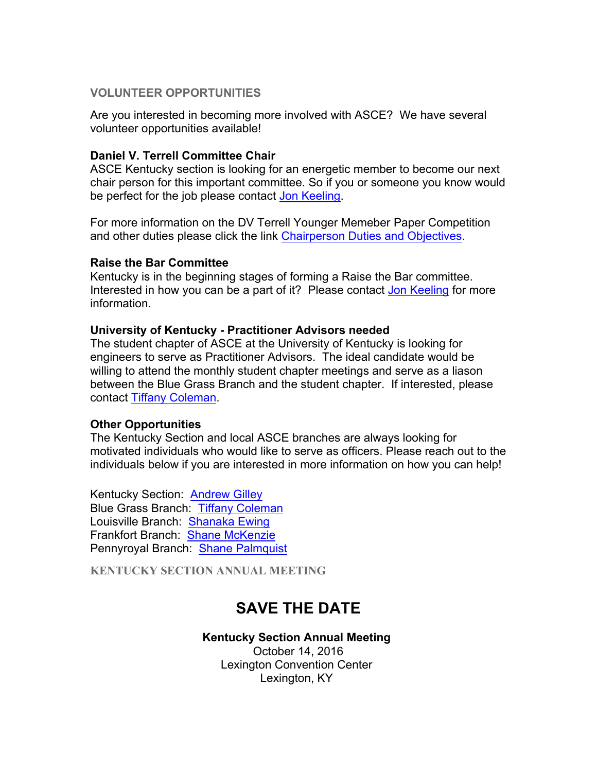## VOLUNTEER OPPORTUNITIES

Are you interested in becoming more involved with ASCE? We have several volunteer opportunities available!

**Daniel V. Terrell Committee Chair**
ASCE Kentucky section is looking for an energetic member to become our next chair person for this important committee. So if you or someone you know would be perfect for the job please contact Jon Keeling.

For more information on the DV Terrell Younger Memeber Paper Competition and other duties please click the link Chairperson Duties and Objectives.

**Raise the Bar Committee**
Kentucky is in the beginning stages of forming a Raise the Bar committee. Interested in how you can be a part of it? Please contact Jon Keeling for more information.

**University of Kentucky - Practitioner Advisors needed**
The student chapter of ASCE at the University of Kentucky is looking for engineers to serve as Practitioner Advisors. The ideal candidate would be willing to attend the monthly student chapter meetings and serve as a liason between the Blue Grass Branch and the student chapter. If interested, please contact Tiffany Coleman.

**Other Opportunities**
The Kentucky Section and local ASCE branches are always looking for motivated individuals who would like to serve as officers. Please reach out to the individuals below if you are interested in more information on how you can help!

Kentucky Section: Andrew Gilley
Blue Grass Branch: Tiffany Coleman
Louisville Branch: Shanaka Ewing
Frankfort Branch: Shane McKenzie
Pennyroyal Branch: Shane Palmquist

## KENTUCKY SECTION ANNUAL MEETING

# SAVE THE DATE

**Kentucky Section Annual Meeting**
October 14, 2016
Lexington Convention Center
Lexington, KY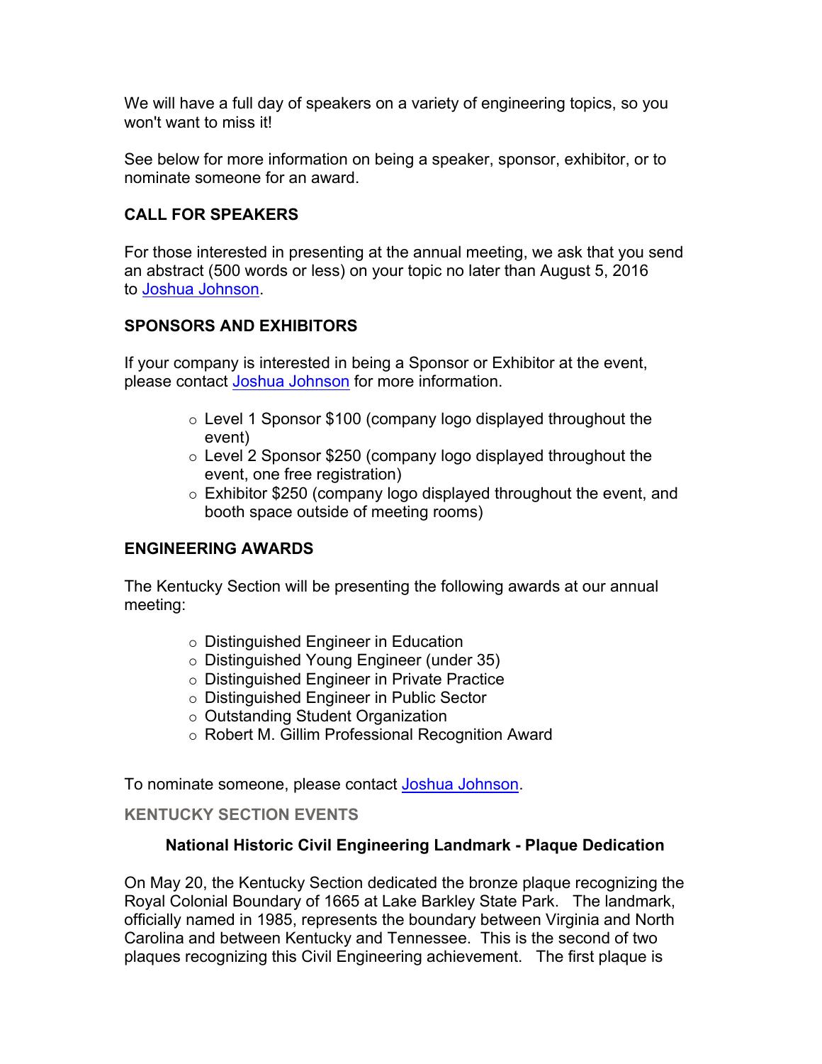We will have a full day of speakers on a variety of engineering topics, so you won't want to miss it!

See below for more information on being a speaker, sponsor, exhibitor, or to nominate someone for an award.

**CALL FOR SPEAKERS**

For those interested in presenting at the annual meeting, we ask that you send an abstract (500 words or less) on your topic no later than August 5, 2016 to Joshua Johnson.

**SPONSORS AND EXHIBITORS**

If your company is interested in being a Sponsor or Exhibitor at the event, please contact Joshua Johnson for more information.

- Level 1 Sponsor $100 (company logo displayed throughout the event)
- Level 2 Sponsor $250 (company logo displayed throughout the event, one free registration)
- Exhibitor $250 (company logo displayed throughout the event, and booth space outside of meeting rooms)

**ENGINEERING AWARDS**

The Kentucky Section will be presenting the following awards at our annual meeting:

- Distinguished Engineer in Education
- Distinguished Young Engineer (under 35)
- Distinguished Engineer in Private Practice
- Distinguished Engineer in Public Sector
- Outstanding Student Organization
- Robert M. Gillim Professional Recognition Award

To nominate someone, please contact Joshua Johnson.

**KENTUCKY SECTION EVENTS**

**National Historic Civil Engineering Landmark - Plaque Dedication**

On May 20, the Kentucky Section dedicated the bronze plaque recognizing the Royal Colonial Boundary of 1665 at Lake Barkley State Park. The landmark, officially named in 1985, represents the boundary between Virginia and North Carolina and between Kentucky and Tennessee. This is the second of two plaques recognizing this Civil Engineering achievement. The first plaque is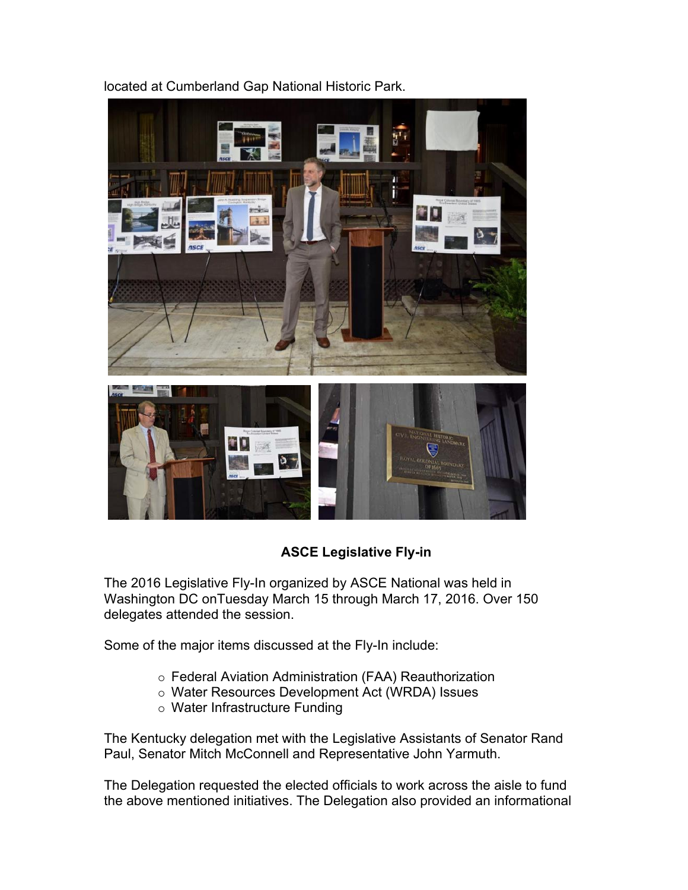located at Cumberland Gap National Historic Park.

## ASCE Legislative Fly-in

The 2016 Legislative Fly-In organized by ASCE National was held in Washington DC onTuesday March 15 through March 17, 2016. Over 150 delegates attended the session.

Some of the major items discussed at the Fly-In include:

- Federal Aviation Administration (FAA) Reauthorization
- Water Resources Development Act (WRDA) Issues
- Water Infrastructure Funding

The Kentucky delegation met with the Legislative Assistants of Senator Rand Paul, Senator Mitch McConnell and Representative John Yarmuth.

The Delegation requested the elected officials to work across the aisle to fund the above mentioned initiatives. The Delegation also provided an informational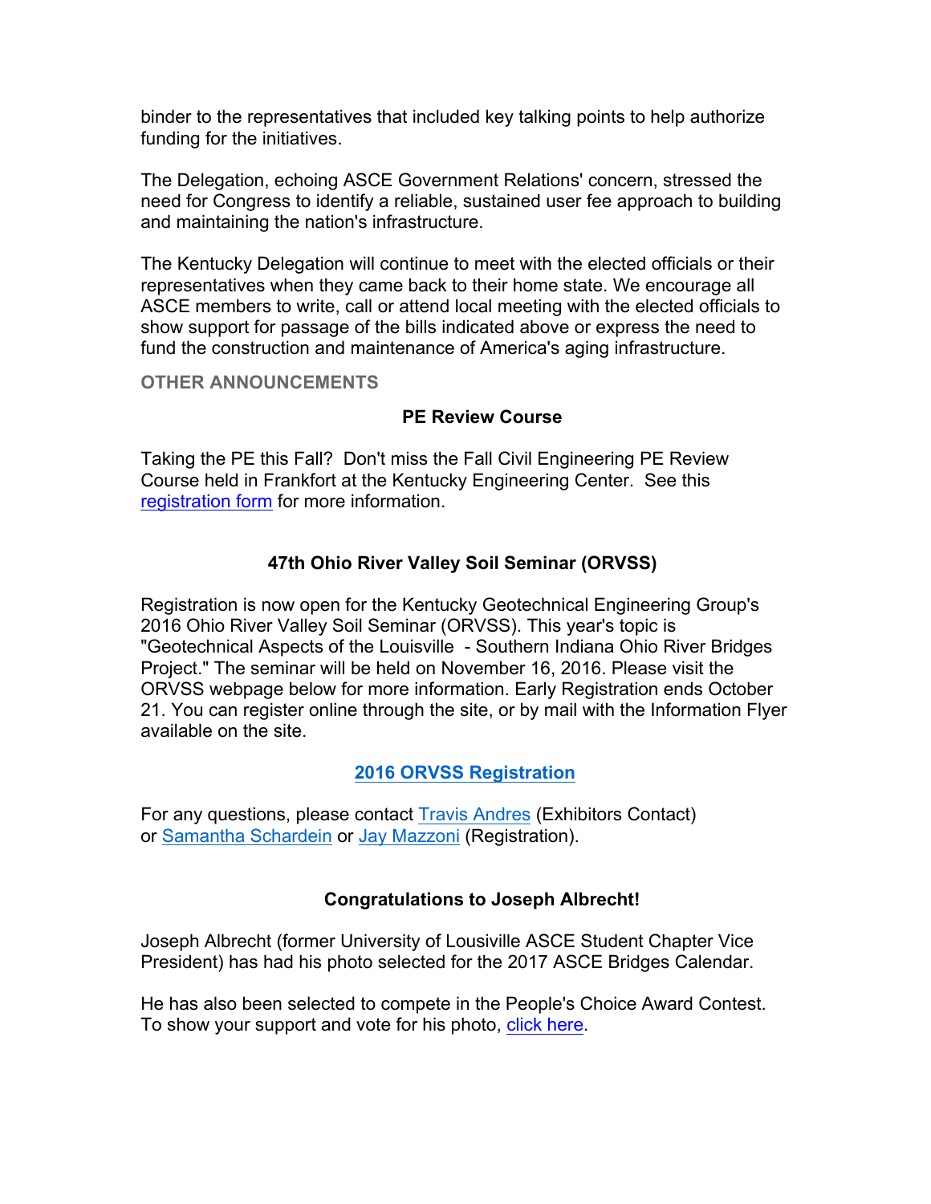binder to the representatives that included key talking points to help authorize funding for the initiatives.

The Delegation, echoing ASCE Government Relations' concern, stressed the need for Congress to identify a reliable, sustained user fee approach to building and maintaining the nation's infrastructure.

The Kentucky Delegation will continue to meet with the elected officials or their representatives when they came back to their home state. We encourage all ASCE members to write, call or attend local meeting with the elected officials to show support for passage of the bills indicated above or express the need to fund the construction and maintenance of America's aging infrastructure.

## OTHER ANNOUNCEMENTS

### PE Review Course

Taking the PE this Fall? Don't miss the Fall Civil Engineering PE Review Course held in Frankfort at the Kentucky Engineering Center. See this registration form for more information.

### 47th Ohio River Valley Soil Seminar (ORVSS)

Registration is now open for the Kentucky Geotechnical Engineering Group's 2016 Ohio River Valley Soil Seminar (ORVSS). This year's topic is "Geotechnical Aspects of the Louisville - Southern Indiana Ohio River Bridges Project." The seminar will be held on November 16, 2016. Please visit the ORVSS webpage below for more information. Early Registration ends October 21. You can register online through the site, or by mail with the Information Flyer available on the site.

**2016 ORVSS Registration**

For any questions, please contact Travis Andres (Exhibitors Contact) or Samantha Schardein or Jay Mazzoni (Registration).

### Congratulations to Joseph Albrecht!

Joseph Albrecht (former University of Lousiville ASCE Student Chapter Vice President) has had his photo selected for the 2017 ASCE Bridges Calendar.

He has also been selected to compete in the People's Choice Award Contest. To show your support and vote for his photo, click here.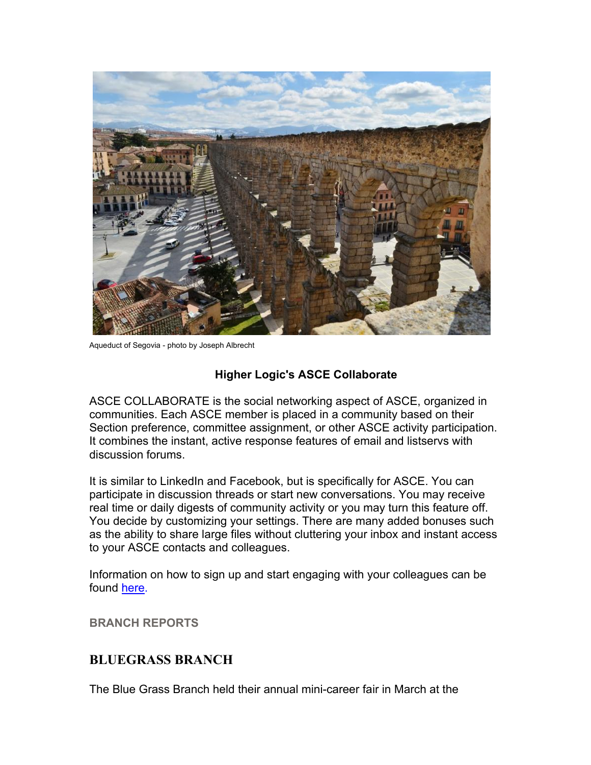Aqueduct of Segovia - photo by Joseph Albrecht

**Higher Logic's ASCE Collaborate**

ASCE COLLABORATE is the social networking aspect of ASCE, organized in communities. Each ASCE member is placed in a community based on their Section preference, committee assignment, or other ASCE activity participation. It combines the instant, active response features of email and listservs with discussion forums.

It is similar to LinkedIn and Facebook, but is specifically for ASCE. You can participate in discussion threads or start new conversations. You may receive real time or daily digests of community activity or you may turn this feature off. You decide by customizing your settings. There are many added bonuses such as the ability to share large files without cluttering your inbox and instant access to your ASCE contacts and colleagues.

Information on how to sign up and start engaging with your colleagues can be found here.

**BRANCH REPORTS**

## BLUEGRASS BRANCH

The Blue Grass Branch held their annual mini-career fair in March at the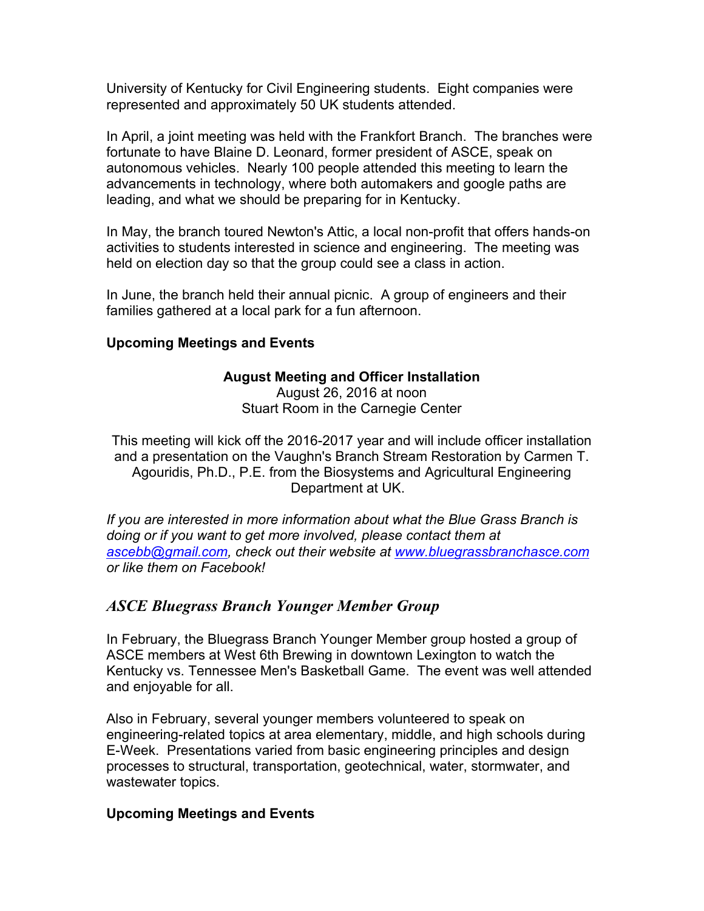University of Kentucky for Civil Engineering students. Eight companies were represented and approximately 50 UK students attended.

In April, a joint meeting was held with the Frankfort Branch. The branches were fortunate to have Blaine D. Leonard, former president of ASCE, speak on autonomous vehicles. Nearly 100 people attended this meeting to learn the advancements in technology, where both automakers and google paths are leading, and what we should be preparing for in Kentucky.

In May, the branch toured Newton's Attic, a local non-profit that offers hands-on activities to students interested in science and engineering. The meeting was held on election day so that the group could see a class in action.

In June, the branch held their annual picnic. A group of engineers and their families gathered at a local park for a fun afternoon.

**Upcoming Meetings and Events**

**August Meeting and Officer Installation**
August 26, 2016 at noon
Stuart Room in the Carnegie Center

This meeting will kick off the 2016-2017 year and will include officer installation and a presentation on the Vaughn's Branch Stream Restoration by Carmen T. Agouridis, Ph.D., P.E. from the Biosystems and Agricultural Engineering Department at UK.

*If you are interested in more information about what the Blue Grass Branch is doing or if you want to get more involved, please contact them at [ascebb@gmail.com](mailto:ascebb@gmail.com), check out their website at [www.bluegrassbranchasce.com](http://www.bluegrassbranchasce.com) or like them on Facebook!*

## *ASCE Bluegrass Branch Younger Member Group*

In February, the Bluegrass Branch Younger Member group hosted a group of ASCE members at West 6th Brewing in downtown Lexington to watch the Kentucky vs. Tennessee Men's Basketball Game. The event was well attended and enjoyable for all.

Also in February, several younger members volunteered to speak on engineering-related topics at area elementary, middle, and high schools during E-Week. Presentations varied from basic engineering principles and design processes to structural, transportation, geotechnical, water, stormwater, and wastewater topics.

**Upcoming Meetings and Events**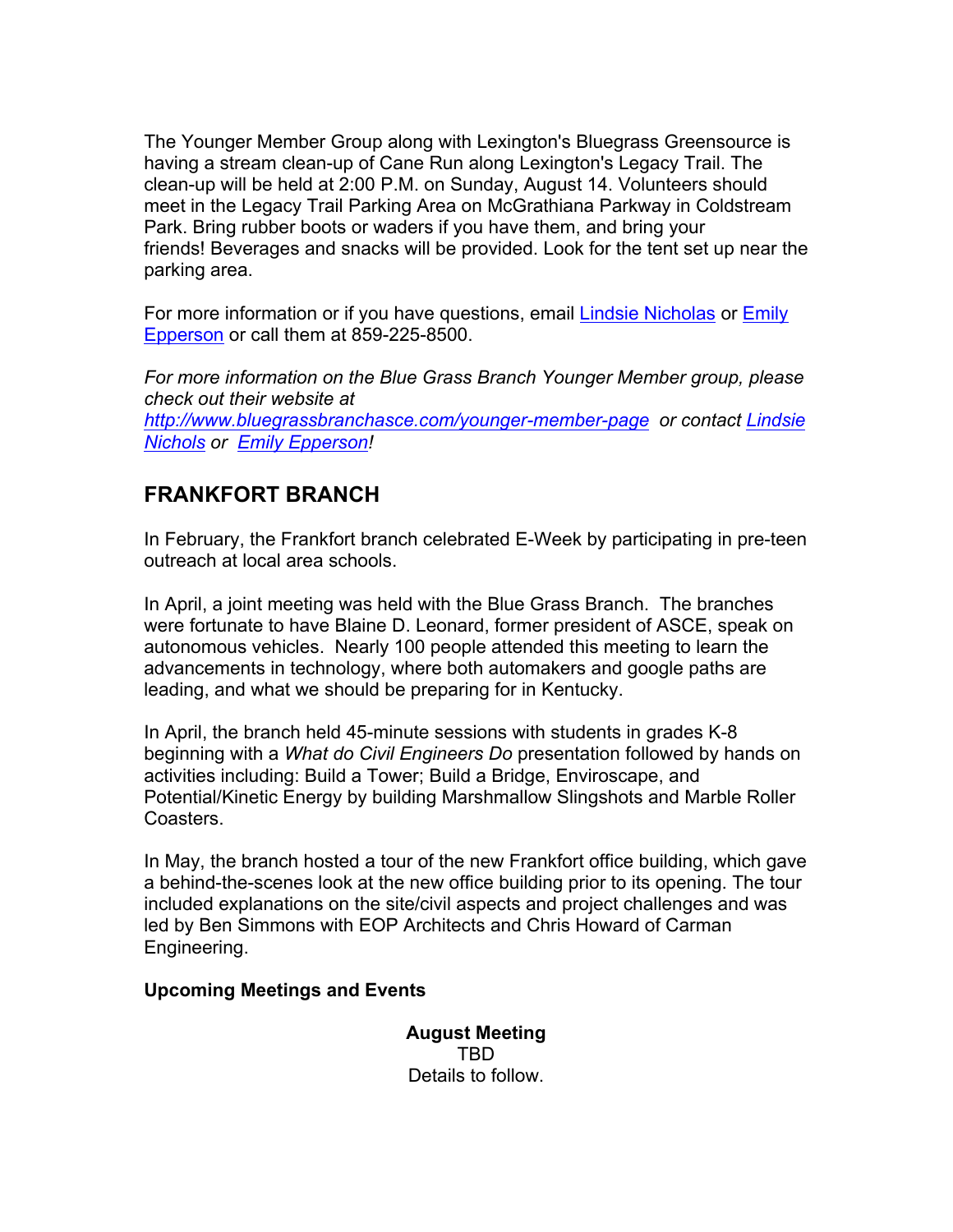The Younger Member Group along with Lexington's Bluegrass Greensource is having a stream clean-up of Cane Run along Lexington's Legacy Trail. The clean-up will be held at 2:00 P.M. on Sunday, August 14. Volunteers should meet in the Legacy Trail Parking Area on McGrathiana Parkway in Coldstream Park. Bring rubber boots or waders if you have them, and bring your friends! Beverages and snacks will be provided. Look for the tent set up near the parking area.

For more information or if you have questions, email Lindsie Nicholas or Emily Epperson or call them at 859-225-8500.

*For more information on the Blue Grass Branch Younger Member group, please check out their website at http://www.bluegrassbranchasce.com/younger-member-page or contact Lindsie Nichols or Emily Epperson!*

## FRANKFORT BRANCH

In February, the Frankfort branch celebrated E-Week by participating in pre-teen outreach at local area schools.

In April, a joint meeting was held with the Blue Grass Branch. The branches were fortunate to have Blaine D. Leonard, former president of ASCE, speak on autonomous vehicles. Nearly 100 people attended this meeting to learn the advancements in technology, where both automakers and google paths are leading, and what we should be preparing for in Kentucky.

In April, the branch held 45-minute sessions with students in grades K-8 beginning with a *What do Civil Engineers Do* presentation followed by hands on activities including: Build a Tower; Build a Bridge, Enviroscape, and Potential/Kinetic Energy by building Marshmallow Slingshots and Marble Roller Coasters.

In May, the branch hosted a tour of the new Frankfort office building, which gave a behind-the-scenes look at the new office building prior to its opening. The tour included explanations on the site/civil aspects and project challenges and was led by Ben Simmons with EOP Architects and Chris Howard of Carman Engineering.

**Upcoming Meetings and Events**

**August Meeting**
TBD
Details to follow.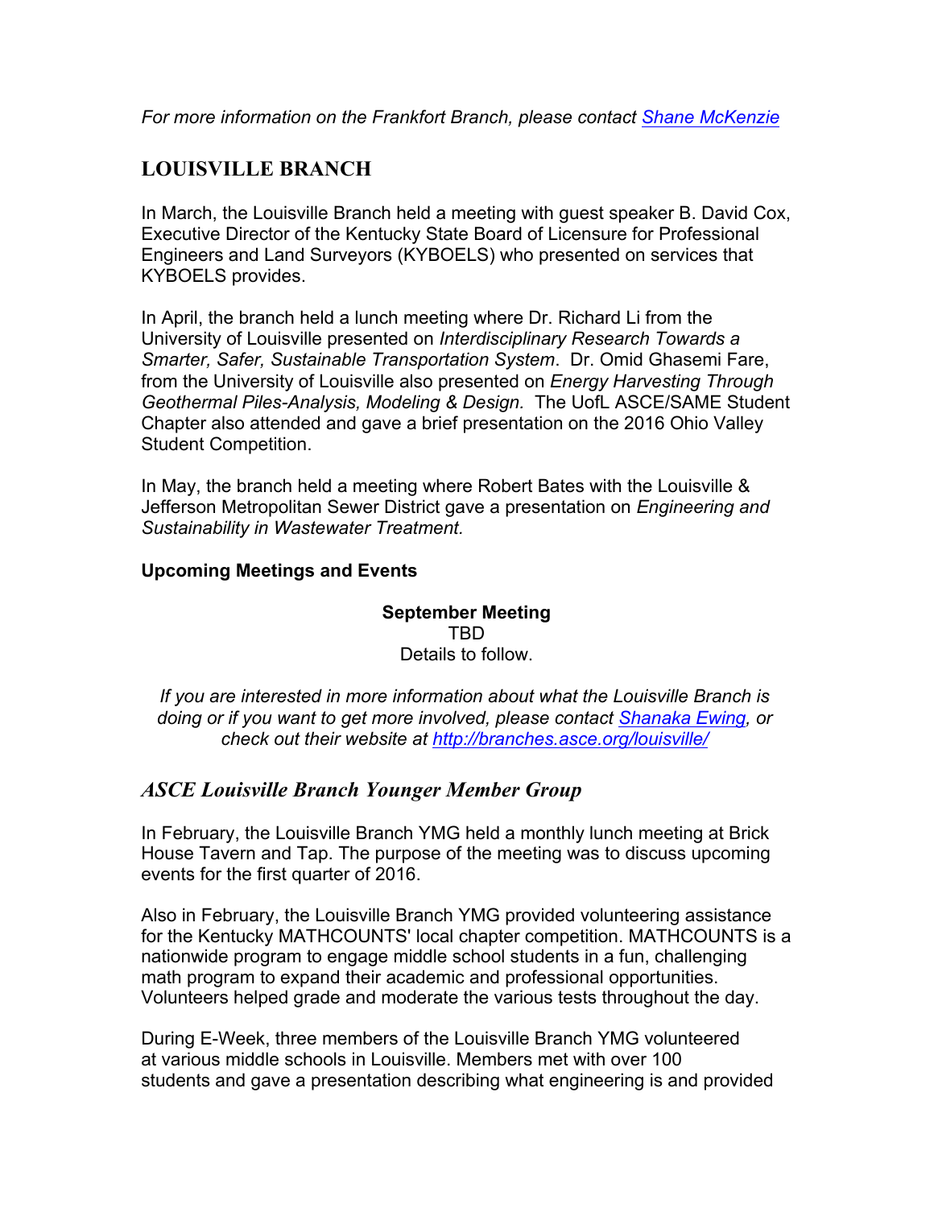*For more information on the Frankfort Branch, please contact [Shane McKenzie]()*

## LOUISVILLE BRANCH

In March, the Louisville Branch held a meeting with guest speaker B. David Cox, Executive Director of the Kentucky State Board of Licensure for Professional Engineers and Land Surveyors (KYBOELS) who presented on services that KYBOELS provides.

In April, the branch held a lunch meeting where Dr. Richard Li from the University of Louisville presented on *Interdisciplinary Research Towards a Smarter, Safer, Sustainable Transportation System*. Dr. Omid Ghasemi Fare, from the University of Louisville also presented on *Energy Harvesting Through Geothermal Piles-Analysis, Modeling & Design.* The UofL ASCE/SAME Student Chapter also attended and gave a brief presentation on the 2016 Ohio Valley Student Competition.

In May, the branch held a meeting where Robert Bates with the Louisville & Jefferson Metropolitan Sewer District gave a presentation on *Engineering and Sustainability in Wastewater Treatment.*

**Upcoming Meetings and Events**

**September Meeting**
TBD
Details to follow.

*If you are interested in more information about what the Louisville Branch is doing or if you want to get more involved, please contact [Shanaka Ewing](), or check out their website at [http://branches.asce.org/louisville/](http://branches.asce.org/louisville/)*

### *ASCE Louisville Branch Younger Member Group*

In February, the Louisville Branch YMG held a monthly lunch meeting at Brick House Tavern and Tap. The purpose of the meeting was to discuss upcoming events for the first quarter of 2016.

Also in February, the Louisville Branch YMG provided volunteering assistance for the Kentucky MATHCOUNTS' local chapter competition. MATHCOUNTS is a nationwide program to engage middle school students in a fun, challenging math program to expand their academic and professional opportunities. Volunteers helped grade and moderate the various tests throughout the day.

During E-Week, three members of the Louisville Branch YMG volunteered at various middle schools in Louisville. Members met with over 100 students and gave a presentation describing what engineering is and provided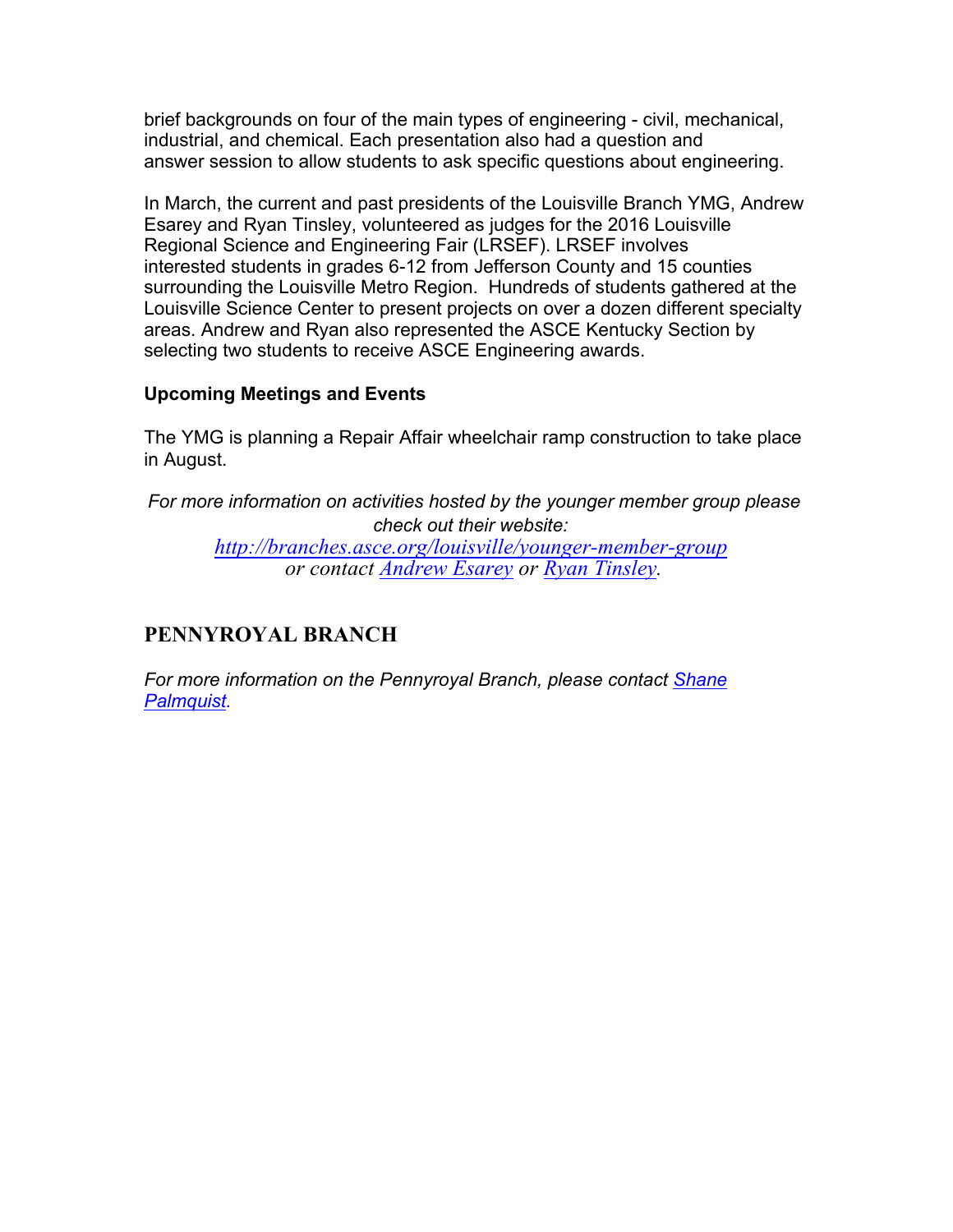brief backgrounds on four of the main types of engineering - civil, mechanical, industrial, and chemical. Each presentation also had a question and answer session to allow students to ask specific questions about engineering.

In March, the current and past presidents of the Louisville Branch YMG, Andrew Esarey and Ryan Tinsley, volunteered as judges for the 2016 Louisville Regional Science and Engineering Fair (LRSEF). LRSEF involves interested students in grades 6-12 from Jefferson County and 15 counties surrounding the Louisville Metro Region. Hundreds of students gathered at the Louisville Science Center to present projects on over a dozen different specialty areas. Andrew and Ryan also represented the ASCE Kentucky Section by selecting two students to receive ASCE Engineering awards.

**Upcoming Meetings and Events**

The YMG is planning a Repair Affair wheelchair ramp construction to take place in August.

*For more information on activities hosted by the younger member group please check out their website:*
*http://branches.asce.org/louisville/younger-member-group*
*or contact Andrew Esarey or Ryan Tinsley.*

## PENNYROYAL BRANCH

*For more information on the Pennyroyal Branch, please contact Shane Palmquist.*